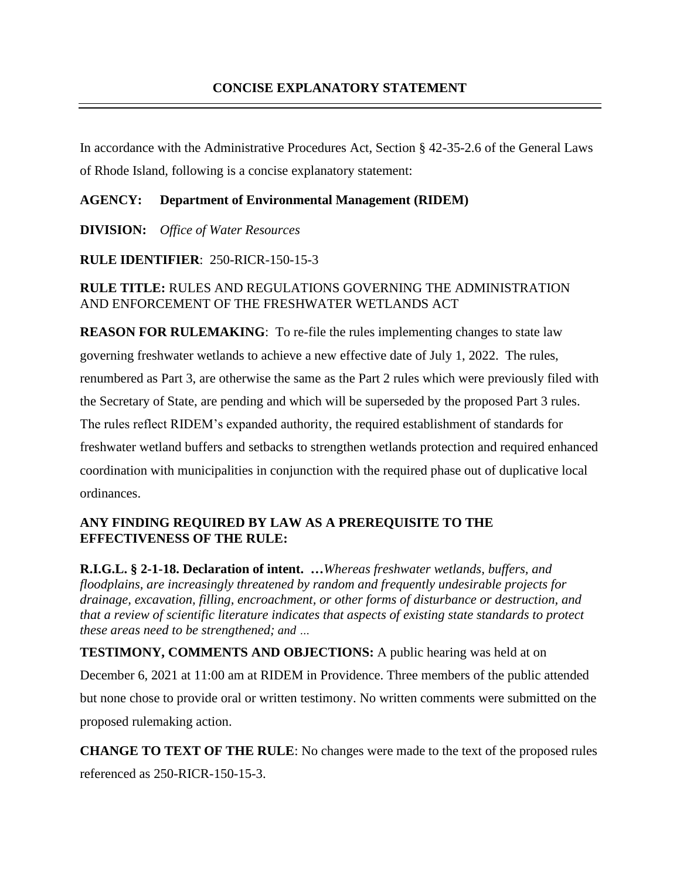# CONCISE EXPLANATORY STATEMENT

In accordance with the Administrative Procedures Act, Section § 42-35-2.6 of the General Laws of Rhode Island, following is a concise explanatory statement:

**AGENCY:** **Department of Environmental Management (RIDEM)**

**DIVISION:** *Office of Water Resources*

**RULE IDENTIFIER**: 250-RICR-150-15-3

**RULE TITLE:** RULES AND REGULATIONS GOVERNING THE ADMINISTRATION AND ENFORCEMENT OF THE FRESHWATER WETLANDS ACT

**REASON FOR RULEMAKING**: To re-file the rules implementing changes to state law governing freshwater wetlands to achieve a new effective date of July 1, 2022. The rules, renumbered as Part 3, are otherwise the same as the Part 2 rules which were previously filed with the Secretary of State, are pending and which will be superseded by the proposed Part 3 rules. The rules reflect RIDEM's expanded authority, the required establishment of standards for freshwater wetland buffers and setbacks to strengthen wetlands protection and required enhanced coordination with municipalities in conjunction with the required phase out of duplicative local ordinances.

**ANY FINDING REQUIRED BY LAW AS A PREREQUISITE TO THE EFFECTIVENESS OF THE RULE:**

**R.I.G.L. § 2-1-18. Declaration of intent. …***Whereas freshwater wetlands, buffers, and floodplains, are increasingly threatened by random and frequently undesirable projects for drainage, excavation, filling, encroachment, or other forms of disturbance or destruction, and that a review of scientific literature indicates that aspects of existing state standards to protect these areas need to be strengthened; and …*

**TESTIMONY, COMMENTS AND OBJECTIONS:** A public hearing was held at on December 6, 2021 at 11:00 am at RIDEM in Providence. Three members of the public attended but none chose to provide oral or written testimony. No written comments were submitted on the proposed rulemaking action.

**CHANGE TO TEXT OF THE RULE**: No changes were made to the text of the proposed rules referenced as 250-RICR-150-15-3.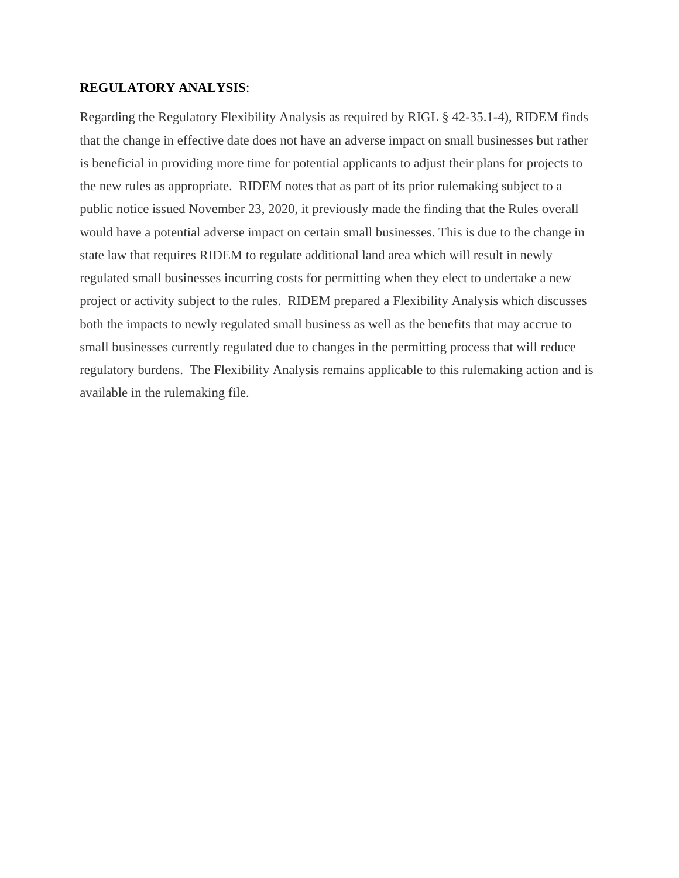**REGULATORY ANALYSIS**:

Regarding the Regulatory Flexibility Analysis as required by RIGL § 42-35.1-4), RIDEM finds that the change in effective date does not have an adverse impact on small businesses but rather is beneficial in providing more time for potential applicants to adjust their plans for projects to the new rules as appropriate. RIDEM notes that as part of its prior rulemaking subject to a public notice issued November 23, 2020, it previously made the finding that the Rules overall would have a potential adverse impact on certain small businesses. This is due to the change in state law that requires RIDEM to regulate additional land area which will result in newly regulated small businesses incurring costs for permitting when they elect to undertake a new project or activity subject to the rules. RIDEM prepared a Flexibility Analysis which discusses both the impacts to newly regulated small business as well as the benefits that may accrue to small businesses currently regulated due to changes in the permitting process that will reduce regulatory burdens. The Flexibility Analysis remains applicable to this rulemaking action and is available in the rulemaking file.